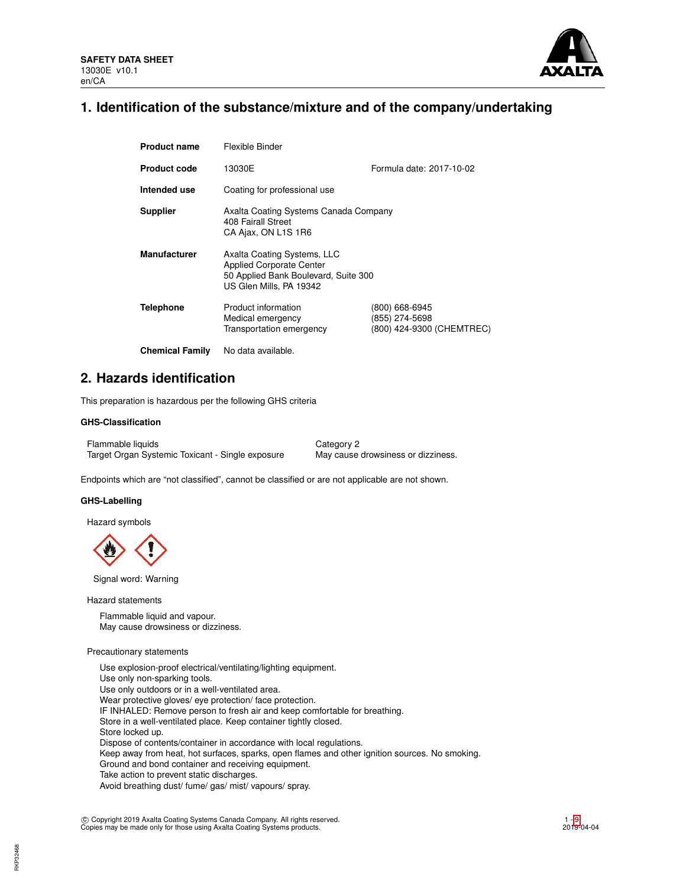**SAFETY DATA SHEET**
13030E v10.1
en/CA

# 1. Identification of the substance/mixture and of the company/undertaking

| | | |
|---|---|---|
| **Product name** | Flexible Binder | |
| **Product code** | 13030E | Formula date: 2017-10-02 |
| **Intended use** | Coating for professional use | |
| **Supplier** | Axalta Coating Systems Canada Company<br>408 Fairall Street<br>CA Ajax, ON L1S 1R6 | |
| **Manufacturer** | Axalta Coating Systems, LLC<br>Applied Corporate Center<br>50 Applied Bank Boulevard, Suite 300<br>US Glen Mills, PA 19342 | |
| **Telephone** | Product information<br>Medical emergency<br>Transportation emergency | (800) 668-6945<br>(855) 274-5698<br>(800) 424-9300 (CHEMTREC) |
| **Chemical Family** | No data available. | |

# 2. Hazards identification

This preparation is hazardous per the following GHS criteria

### GHS-Classification

| | |
|---|---|
| Flammable liquids | Category 2 |
| Target Organ Systemic Toxicant - Single exposure | May cause drowsiness or dizziness. |

Endpoints which are "not classified", cannot be classified or are not applicable are not shown.

### GHS-Labelling

Hazard symbols

Signal word: Warning

Hazard statements

Flammable liquid and vapour.
May cause drowsiness or dizziness.

Precautionary statements

Use explosion-proof electrical/ventilating/lighting equipment.
Use only non-sparking tools.
Use only outdoors or in a well-ventilated area.
Wear protective gloves/ eye protection/ face protection.
IF INHALED: Remove person to fresh air and keep comfortable for breathing.
Store in a well-ventilated place. Keep container tightly closed.
Store locked up.
Dispose of contents/container in accordance with local regulations.
Keep away from heat, hot surfaces, sparks, open flames and other ignition sources. No smoking.
Ground and bond container and receiving equipment.
Take action to prevent static discharges.
Avoid breathing dust/ fume/ gas/ mist/ vapours/ spray.

© Copyright 2019 Axalta Coating Systems Canada Company. All rights reserved.
Copies may be made only for those using Axalta Coating Systems products.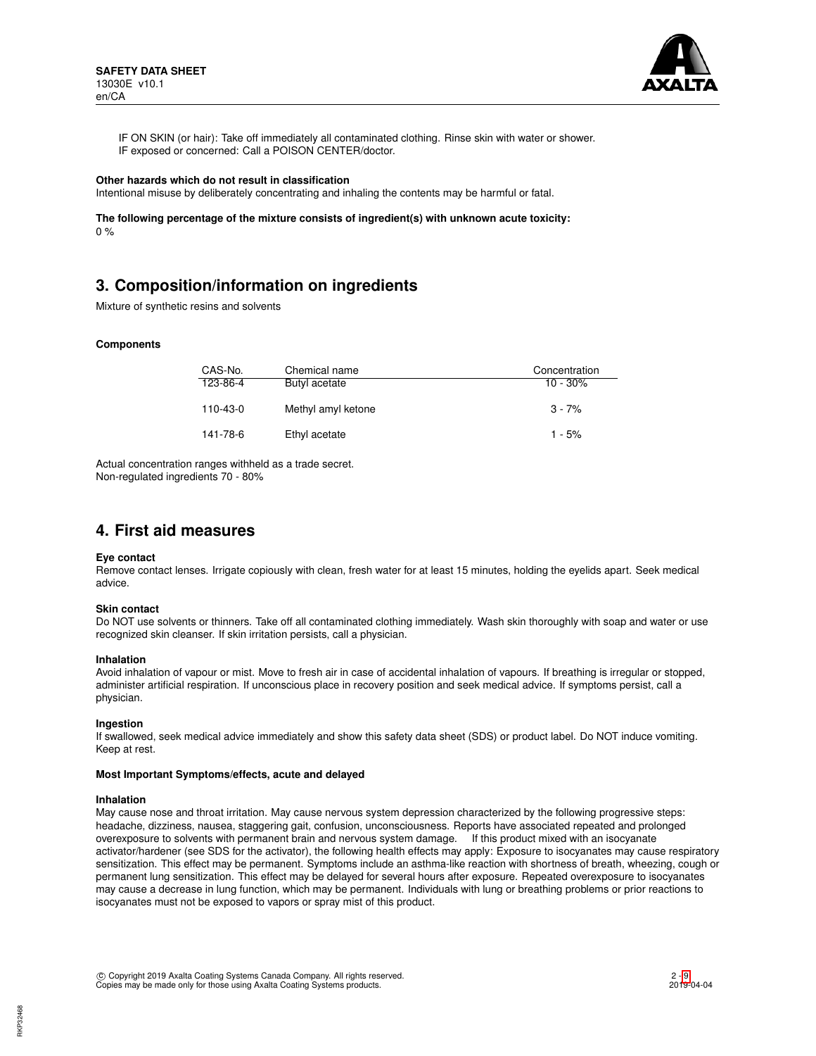IF ON SKIN (or hair): Take off immediately all contaminated clothing. Rinse skin with water or shower.
IF exposed or concerned: Call a POISON CENTER/doctor.

**Other hazards which do not result in classification**
Intentional misuse by deliberately concentrating and inhaling the contents may be harmful or fatal.

**The following percentage of the mixture consists of ingredient(s) with unknown acute toxicity:**
0 %

## 3. Composition/information on ingredients

Mixture of synthetic resins and solvents

**Components**

| CAS-No. | Chemical name | Concentration |
|---|---|---|
| 123-86-4 | Butyl acetate | 10 - 30% |
| 110-43-0 | Methyl amyl ketone | 3 - 7% |
| 141-78-6 | Ethyl acetate | 1 - 5% |

Actual concentration ranges withheld as a trade secret.
Non-regulated ingredients 70 - 80%

## 4. First aid measures

**Eye contact**
Remove contact lenses. Irrigate copiously with clean, fresh water for at least 15 minutes, holding the eyelids apart. Seek medical advice.

**Skin contact**
Do NOT use solvents or thinners. Take off all contaminated clothing immediately. Wash skin thoroughly with soap and water or use recognized skin cleanser. If skin irritation persists, call a physician.

**Inhalation**
Avoid inhalation of vapour or mist. Move to fresh air in case of accidental inhalation of vapours. If breathing is irregular or stopped, administer artificial respiration. If unconscious place in recovery position and seek medical advice. If symptoms persist, call a physician.

**Ingestion**
If swallowed, seek medical advice immediately and show this safety data sheet (SDS) or product label. Do NOT induce vomiting. Keep at rest.

**Most Important Symptoms/effects, acute and delayed**

**Inhalation**
May cause nose and throat irritation. May cause nervous system depression characterized by the following progressive steps: headache, dizziness, nausea, staggering gait, confusion, unconsciousness. Reports have associated repeated and prolonged overexposure to solvents with permanent brain and nervous system damage. If this product mixed with an isocyanate activator/hardener (see SDS for the activator), the following health effects may apply: Exposure to isocyanates may cause respiratory sensitization. This effect may be permanent. Symptoms include an asthma-like reaction with shortness of breath, wheezing, cough or permanent lung sensitization. This effect may be delayed for several hours after exposure. Repeated overexposure to isocyanates may cause a decrease in lung function, which may be permanent. Individuals with lung or breathing problems or prior reactions to isocyanates must not be exposed to vapors or spray mist of this product.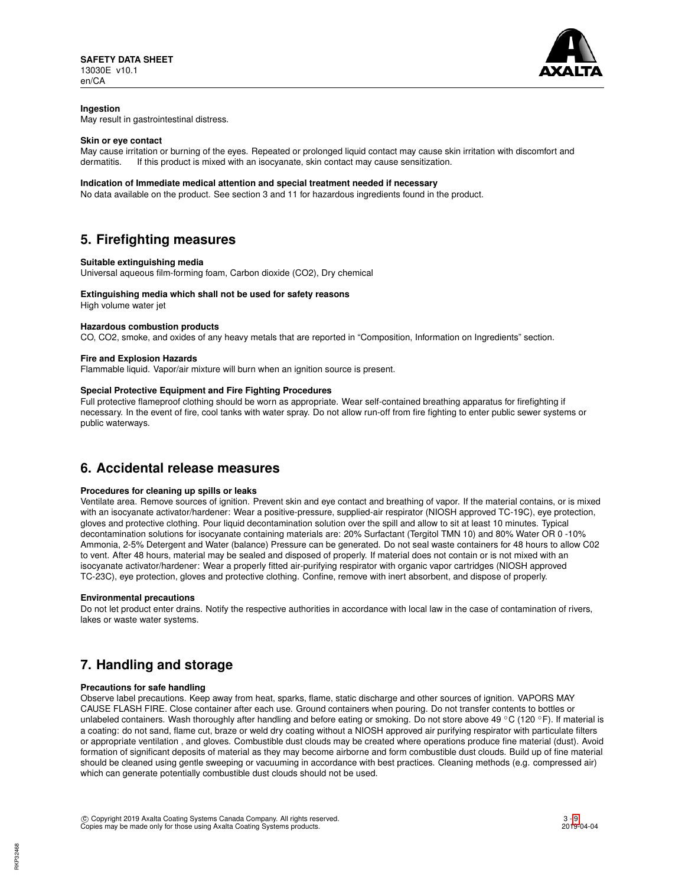**Ingestion**

May result in gastrointestinal distress.

**Skin or eye contact**

May cause irritation or burning of the eyes. Repeated or prolonged liquid contact may cause skin irritation with discomfort and dermatitis. If this product is mixed with an isocyanate, skin contact may cause sensitization.

**Indication of Immediate medical attention and special treatment needed if necessary**

No data available on the product. See section 3 and 11 for hazardous ingredients found in the product.

## 5. Firefighting measures

**Suitable extinguishing media**

Universal aqueous film-forming foam, Carbon dioxide ($CO_2$), Dry chemical

**Extinguishing media which shall not be used for safety reasons**

High volume water jet

**Hazardous combustion products**

CO, $CO_2$, smoke, and oxides of any heavy metals that are reported in "Composition, Information on Ingredients" section.

**Fire and Explosion Hazards**

Flammable liquid. Vapor/air mixture will burn when an ignition source is present.

**Special Protective Equipment and Fire Fighting Procedures**

Full protective flameproof clothing should be worn as appropriate. Wear self-contained breathing apparatus for firefighting if necessary. In the event of fire, cool tanks with water spray. Do not allow run-off from fire fighting to enter public sewer systems or public waterways.

## 6. Accidental release measures

**Procedures for cleaning up spills or leaks**

Ventilate area. Remove sources of ignition. Prevent skin and eye contact and breathing of vapor. If the material contains, or is mixed with an isocyanate activator/hardener: Wear a positive-pressure, supplied-air respirator (NIOSH approved TC-19C), eye protection, gloves and protective clothing. Pour liquid decontamination solution over the spill and allow to sit at least 10 minutes. Typical decontamination solutions for isocyanate containing materials are: 20% Surfactant (Tergitol TMN 10) and 80% Water OR 0 -10% Ammonia, 2-5% Detergent and Water (balance) Pressure can be generated. Do not seal waste containers for 48 hours to allow C02 to vent. After 48 hours, material may be sealed and disposed of properly. If material does not contain or is not mixed with an isocyanate activator/hardener: Wear a properly fitted air-purifying respirator with organic vapor cartridges (NIOSH approved TC-23C), eye protection, gloves and protective clothing. Confine, remove with inert absorbent, and dispose of properly.

**Environmental precautions**

Do not let product enter drains. Notify the respective authorities in accordance with local law in the case of contamination of rivers, lakes or waste water systems.

## 7. Handling and storage

**Precautions for safe handling**

Observe label precautions. Keep away from heat, sparks, flame, static discharge and other sources of ignition. VAPORS MAY CAUSE FLASH FIRE. Close container after each use. Ground containers when pouring. Do not transfer contents to bottles or unlabeled containers. Wash thoroughly after handling and before eating or smoking. Do not store above 49 °C (120 °F). If material is a coating: do not sand, flame cut, braze or weld dry coating without a NIOSH approved air purifying respirator with particulate filters or appropriate ventilation , and gloves. Combustible dust clouds may be created where operations produce fine material (dust). Avoid formation of significant deposits of material as they may become airborne and form combustible dust clouds. Build up of fine material should be cleaned using gentle sweeping or vacuuming in accordance with best practices. Cleaning methods (e.g. compressed air) which can generate potentially combustible dust clouds should not be used.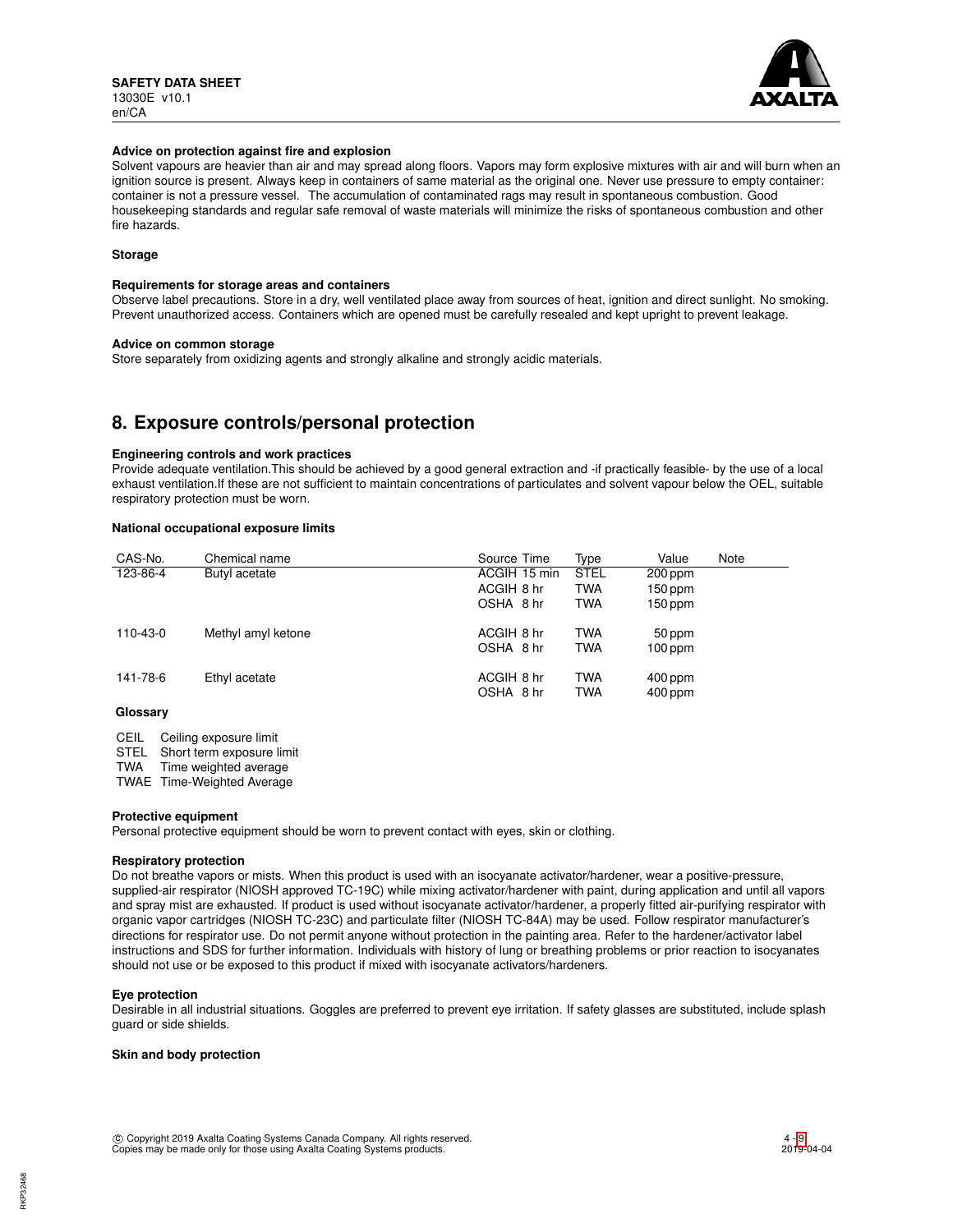**Advice on protection against fire and explosion**

Solvent vapours are heavier than air and may spread along floors. Vapors may form explosive mixtures with air and will burn when an ignition source is present. Always keep in containers of same material as the original one. Never use pressure to empty container: container is not a pressure vessel. The accumulation of contaminated rags may result in spontaneous combustion. Good housekeeping standards and regular safe removal of waste materials will minimize the risks of spontaneous combustion and other fire hazards.

**Storage**

**Requirements for storage areas and containers**

Observe label precautions. Store in a dry, well ventilated place away from sources of heat, ignition and direct sunlight. No smoking. Prevent unauthorized access. Containers which are opened must be carefully resealed and kept upright to prevent leakage.

**Advice on common storage**

Store separately from oxidizing agents and strongly alkaline and strongly acidic materials.

## 8. Exposure controls/personal protection

**Engineering controls and work practices**

Provide adequate ventilation.This should be achieved by a good general extraction and -if practically feasible- by the use of a local exhaust ventilation.If these are not sufficient to maintain concentrations of particulates and solvent vapour below the OEL, suitable respiratory protection must be worn.

**National occupational exposure limits**

| CAS-No. | Chemical name | Source Time | Type | Value | Note |
|---|---|---|---|---|---|
| 123-86-4 | Butyl acetate | ACGIH 15 min | STEL | 200 ppm | |
| | | ACGIH 8 hr | TWA | 150 ppm | |
| | | OSHA 8 hr | TWA | 150 ppm | |
| 110-43-0 | Methyl amyl ketone | ACGIH 8 hr | TWA | 50 ppm | |
| | | OSHA 8 hr | TWA | 100 ppm | |
| 141-78-6 | Ethyl acetate | ACGIH 8 hr | TWA | 400 ppm | |
| | | OSHA 8 hr | TWA | 400 ppm | |

**Glossary**

CEIL Ceiling exposure limit
STEL Short term exposure limit
TWA Time weighted average
TWAE Time-Weighted Average

**Protective equipment**

Personal protective equipment should be worn to prevent contact with eyes, skin or clothing.

**Respiratory protection**

Do not breathe vapors or mists. When this product is used with an isocyanate activator/hardener, wear a positive-pressure, supplied-air respirator (NIOSH approved TC-19C) while mixing activator/hardener with paint, during application and until all vapors and spray mist are exhausted. If product is used without isocyanate activator/hardener, a properly fitted air-purifying respirator with organic vapor cartridges (NIOSH TC-23C) and particulate filter (NIOSH TC-84A) may be used. Follow respirator manufacturer's directions for respirator use. Do not permit anyone without protection in the painting area. Refer to the hardener/activator label instructions and SDS for further information. Individuals with history of lung or breathing problems or prior reaction to isocyanates should not use or be exposed to this product if mixed with isocyanate activators/hardeners.

**Eye protection**

Desirable in all industrial situations. Goggles are preferred to prevent eye irritation. If safety glasses are substituted, include splash guard or side shields.

**Skin and body protection**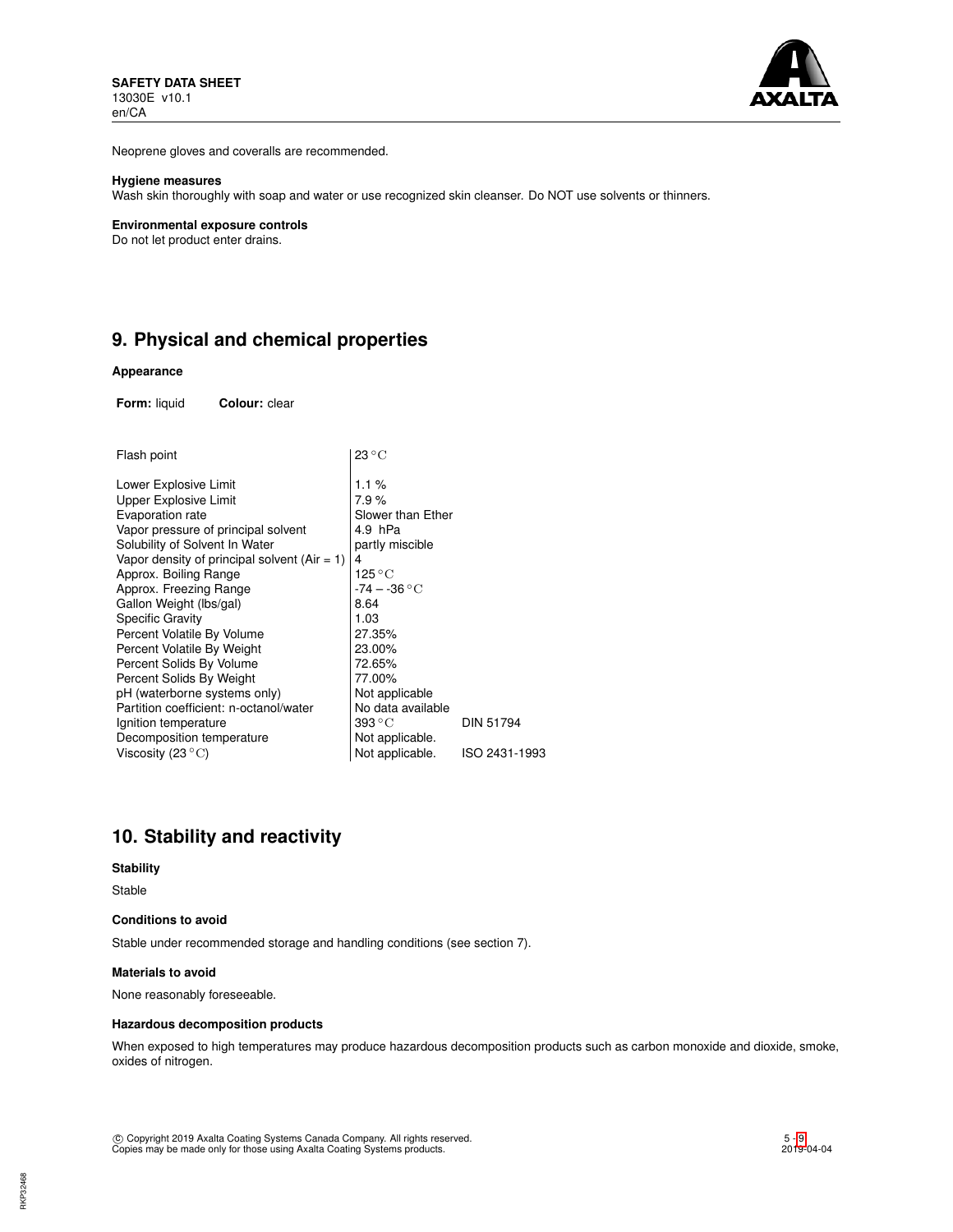Neoprene gloves and coveralls are recommended.

**Hygiene measures**

Wash skin thoroughly with soap and water or use recognized skin cleanser. Do NOT use solvents or thinners.

**Environmental exposure controls**

Do not let product enter drains.

## 9. Physical and chemical properties

**Appearance**

**Form:** liquid  **Colour:** clear

| | | |
|---|---|---|
| Flash point | 23 °C | |
| Lower Explosive Limit | 1.1 % | |
| Upper Explosive Limit | 7.9 % | |
| Evaporation rate | Slower than Ether | |
| Vapor pressure of principal solvent | 4.9 hPa | |
| Solubility of Solvent In Water | partly miscible | |
| Vapor density of principal solvent (Air = 1) | 4 | |
| Approx. Boiling Range | 125 °C | |
| Approx. Freezing Range | -74 – -36 °C | |
| Gallon Weight (lbs/gal) | 8.64 | |
| Specific Gravity | 1.03 | |
| Percent Volatile By Volume | 27.35% | |
| Percent Volatile By Weight | 23.00% | |
| Percent Solids By Volume | 72.65% | |
| Percent Solids By Weight | 77.00% | |
| pH (waterborne systems only) | Not applicable | |
| Partition coefficient: n-octanol/water | No data available | |
| Ignition temperature | 393 °C | DIN 51794 |
| Decomposition temperature | Not applicable. | |
| Viscosity (23 °C) | Not applicable. | ISO 2431-1993 |

## 10. Stability and reactivity

**Stability**

Stable

**Conditions to avoid**

Stable under recommended storage and handling conditions (see section 7).

**Materials to avoid**

None reasonably foreseeable.

**Hazardous decomposition products**

When exposed to high temperatures may produce hazardous decomposition products such as carbon monoxide and dioxide, smoke, oxides of nitrogen.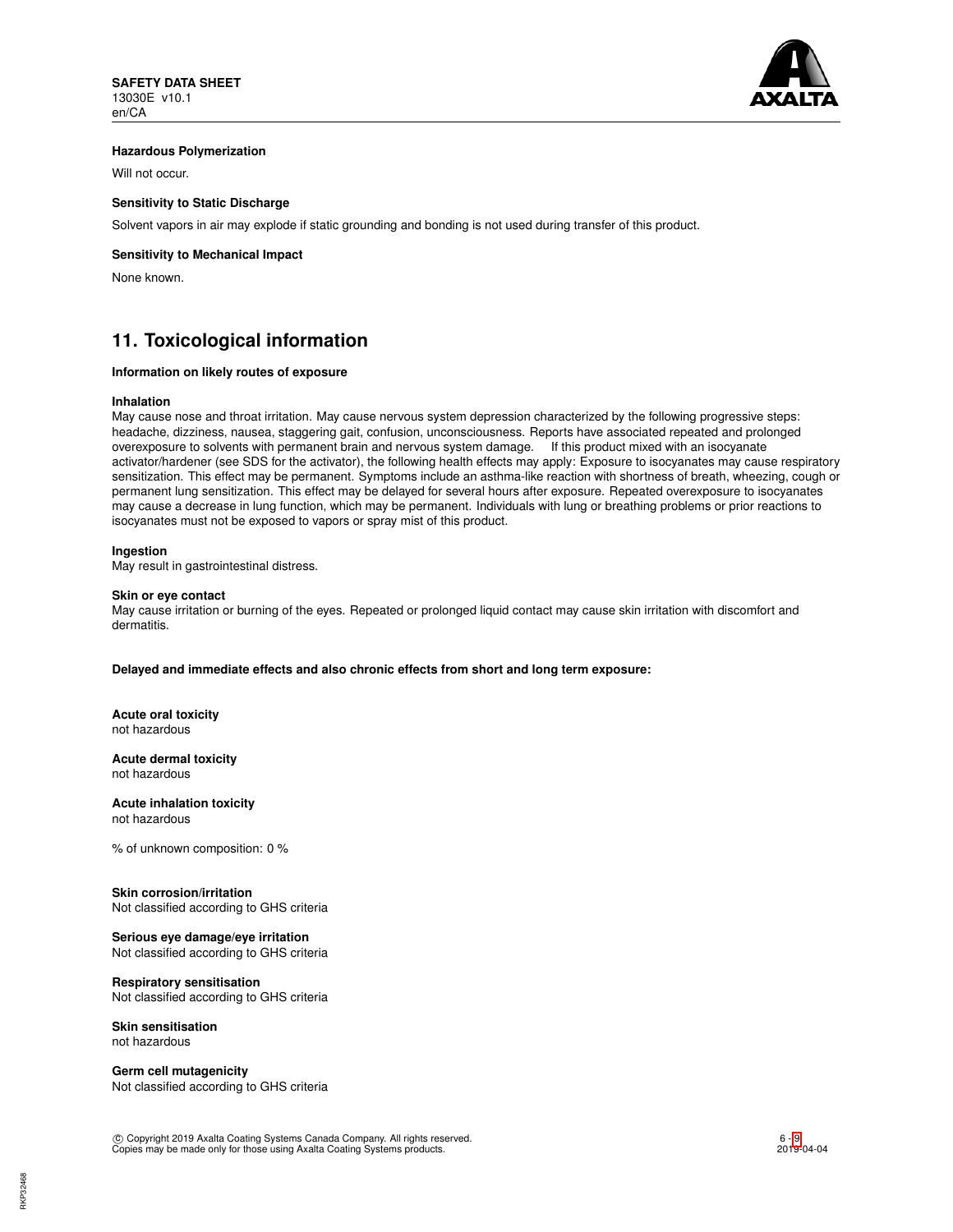#### Hazardous Polymerization

Will not occur.

#### Sensitivity to Static Discharge

Solvent vapors in air may explode if static grounding and bonding is not used during transfer of this product.

#### Sensitivity to Mechanical Impact

None known.

## 11. Toxicological information

#### Information on likely routes of exposure

**Inhalation**
May cause nose and throat irritation. May cause nervous system depression characterized by the following progressive steps: headache, dizziness, nausea, staggering gait, confusion, unconsciousness. Reports have associated repeated and prolonged overexposure to solvents with permanent brain and nervous system damage. If this product mixed with an isocyanate activator/hardener (see SDS for the activator), the following health effects may apply: Exposure to isocyanates may cause respiratory sensitization. This effect may be permanent. Symptoms include an asthma-like reaction with shortness of breath, wheezing, cough or permanent lung sensitization. This effect may be delayed for several hours after exposure. Repeated overexposure to isocyanates may cause a decrease in lung function, which may be permanent. Individuals with lung or breathing problems or prior reactions to isocyanates must not be exposed to vapors or spray mist of this product.

**Ingestion**
May result in gastrointestinal distress.

**Skin or eye contact**
May cause irritation or burning of the eyes. Repeated or prolonged liquid contact may cause skin irritation with discomfort and dermatitis.

**Delayed and immediate effects and also chronic effects from short and long term exposure:**

**Acute oral toxicity**
not hazardous

**Acute dermal toxicity**
not hazardous

**Acute inhalation toxicity**
not hazardous

% of unknown composition: 0 %

**Skin corrosion/irritation**
Not classified according to GHS criteria

**Serious eye damage/eye irritation**
Not classified according to GHS criteria

**Respiratory sensitisation**
Not classified according to GHS criteria

**Skin sensitisation**
not hazardous

**Germ cell mutagenicity**
Not classified according to GHS criteria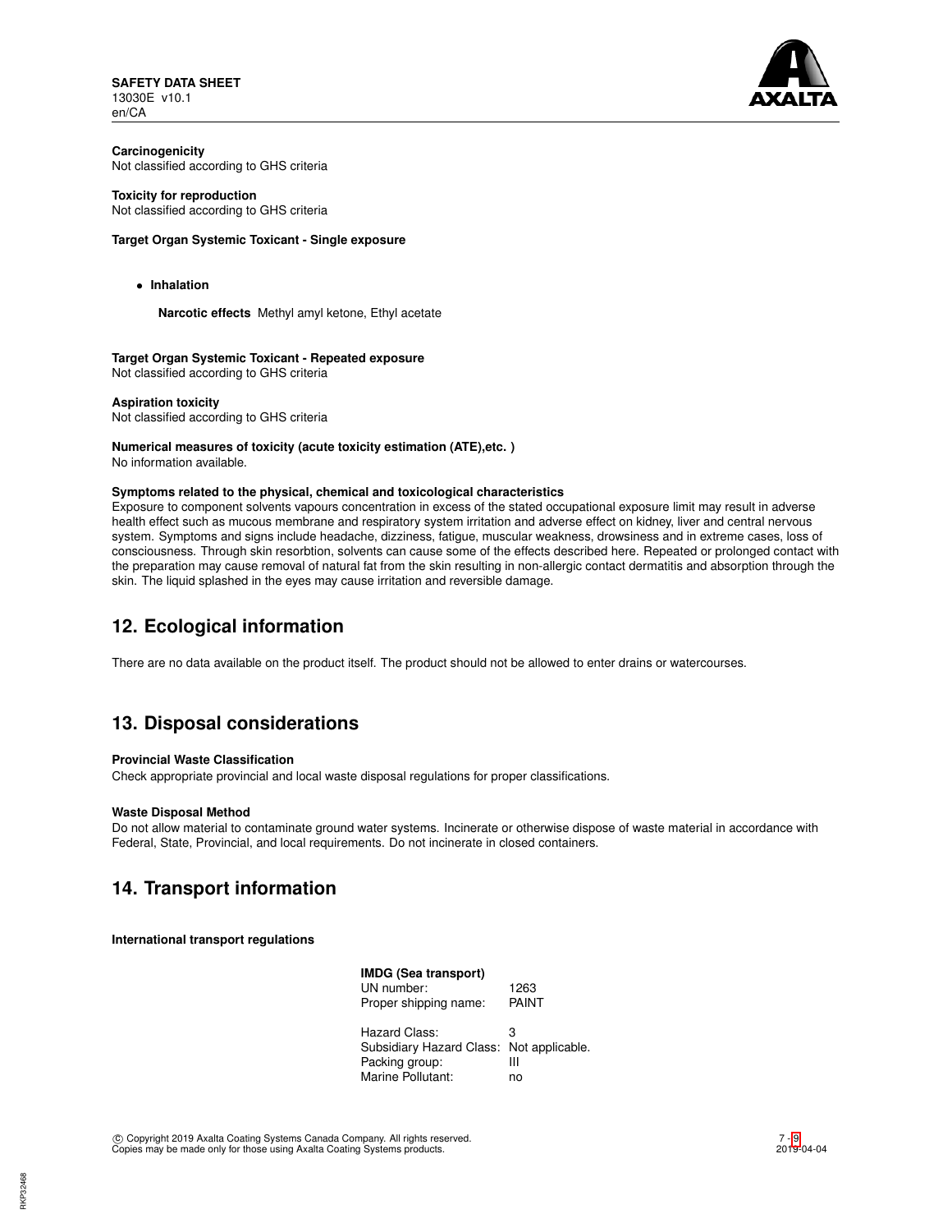**Carcinogenicity**
Not classified according to GHS criteria

**Toxicity for reproduction**
Not classified according to GHS criteria

**Target Organ Systemic Toxicant - Single exposure**

- **Inhalation**

  **Narcotic effects** Methyl amyl ketone, Ethyl acetate

**Target Organ Systemic Toxicant - Repeated exposure**
Not classified according to GHS criteria

**Aspiration toxicity**
Not classified according to GHS criteria

**Numerical measures of toxicity (acute toxicity estimation (ATE),etc. )**
No information available.

**Symptoms related to the physical, chemical and toxicological characteristics**
Exposure to component solvents vapours concentration in excess of the stated occupational exposure limit may result in adverse health effect such as mucous membrane and respiratory system irritation and adverse effect on kidney, liver and central nervous system. Symptoms and signs include headache, dizziness, fatigue, muscular weakness, drowsiness and in extreme cases, loss of consciousness. Through skin resorbtion, solvents can cause some of the effects described here. Repeated or prolonged contact with the preparation may cause removal of natural fat from the skin resulting in non-allergic contact dermatitis and absorption through the skin. The liquid splashed in the eyes may cause irritation and reversible damage.

## 12. Ecological information

There are no data available on the product itself. The product should not be allowed to enter drains or watercourses.

## 13. Disposal considerations

**Provincial Waste Classification**
Check appropriate provincial and local waste disposal regulations for proper classifications.

**Waste Disposal Method**
Do not allow material to contaminate ground water systems. Incinerate or otherwise dispose of waste material in accordance with Federal, State, Provincial, and local requirements. Do not incinerate in closed containers.

## 14. Transport information

**International transport regulations**

**IMDG (Sea transport)**

| | |
|---|---|
| UN number: | 1263 |
| Proper shipping name: | PAINT |
| Hazard Class: | 3 |
| Subsidiary Hazard Class: | Not applicable. |
| Packing group: | III |
| Marine Pollutant: | no |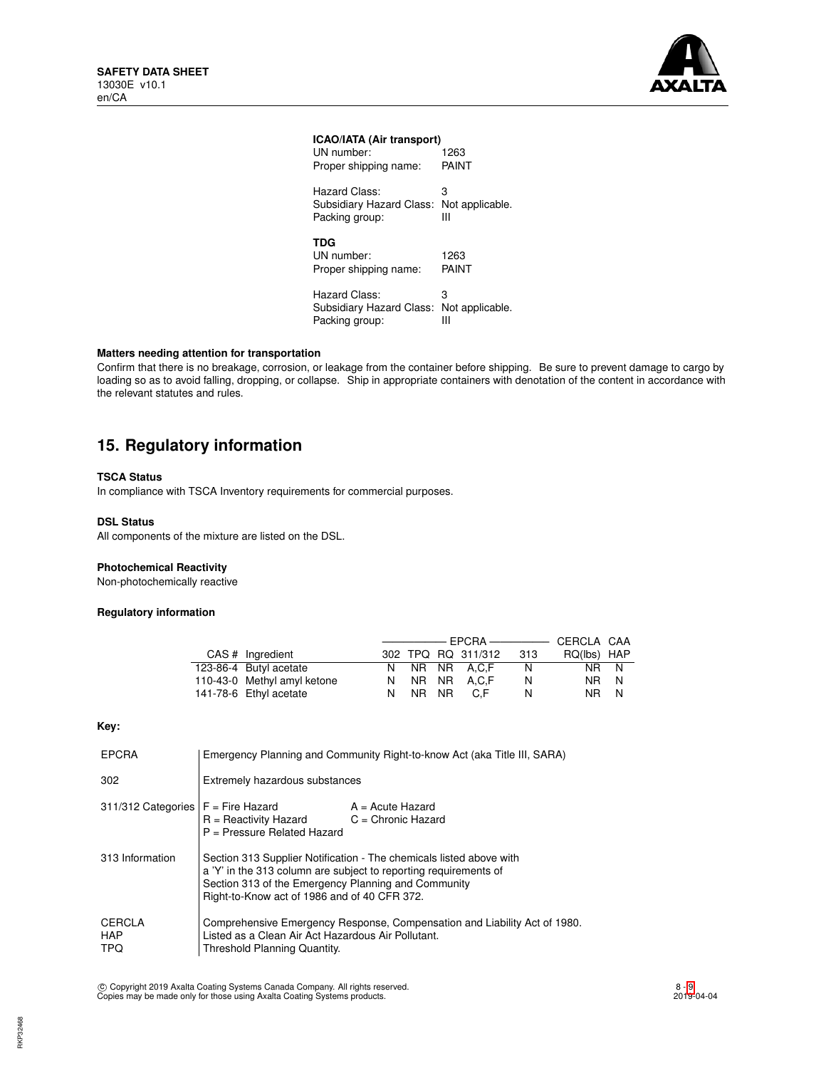**ICAO/IATA (Air transport)**

UN number: 1263
Proper shipping name: PAINT

Hazard Class: 3
Subsidiary Hazard Class: Not applicable.
Packing group: III

**TDG**

UN number: 1263
Proper shipping name: PAINT

Hazard Class: 3
Subsidiary Hazard Class: Not applicable.
Packing group: III

**Matters needing attention for transportation**

Confirm that there is no breakage, corrosion, or leakage from the container before shipping. Be sure to prevent damage to cargo by loading so as to avoid falling, dropping, or collapse. Ship in appropriate containers with denotation of the content in accordance with the relevant statutes and rules.

## 15. Regulatory information

**TSCA Status**

In compliance with TSCA Inventory requirements for commercial purposes.

**DSL Status**

All components of the mixture are listed on the DSL.

**Photochemical Reactivity**

Non-photochemically reactive

**Regulatory information**

| | | EPCRA | | | | | CERCLA | CAA |
|---|---|---|---|---|---|---|---|---|
| CAS # | Ingredient | 302 | TPQ | RQ | 311/312 | 313 | RQ(lbs) | HAP |
| 123-86-4 | Butyl acetate | N | NR | NR | A,C,F | N | NR | N |
| 110-43-0 | Methyl amyl ketone | N | NR | NR | A,C,F | N | NR | N |
| 141-78-6 | Ethyl acetate | N | NR | NR | C,F | N | NR | N |

**Key:**

| | |
|---|---|
| EPCRA | Emergency Planning and Community Right-to-know Act (aka Title III, SARA) |
| 302 | Extremely hazardous substances |
| 311/312 Categories | F = Fire Hazard; A = Acute Hazard; R = Reactivity Hazard; C = Chronic Hazard; P = Pressure Related Hazard |
| 313 Information | Section 313 Supplier Notification - The chemicals listed above with a 'Y' in the 313 column are subject to reporting requirements of Section 313 of the Emergency Planning and Community Right-to-Know act of 1986 and of 40 CFR 372. |
| CERCLA | Comprehensive Emergency Response, Compensation and Liability Act of 1980. |
| HAP | Listed as a Clean Air Act Hazardous Air Pollutant. |
| TPQ | Threshold Planning Quantity. |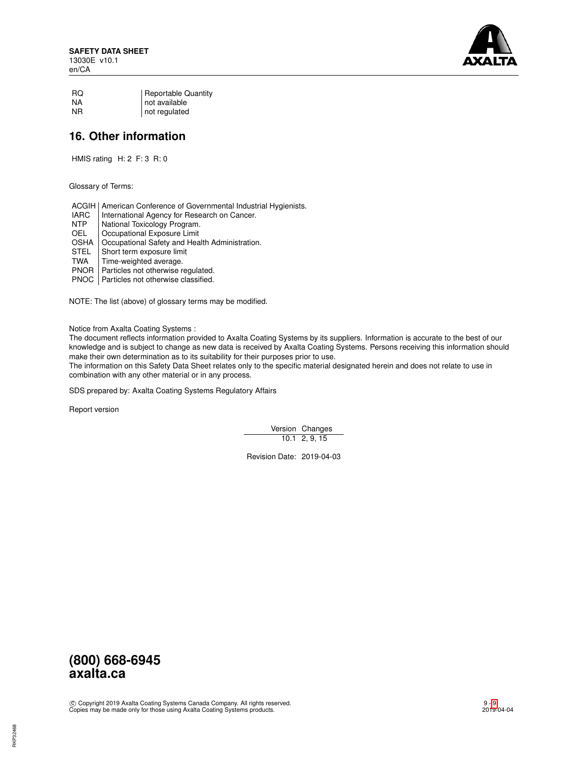| | |
|---|---|
| RQ | Reportable Quantity |
| NA | not available |
| NR | not regulated |

## 16. Other information

HMIS rating H: 2 F: 3 R: 0

Glossary of Terms:

| | |
|---|---|
| ACGIH | American Conference of Governmental Industrial Hygienists. |
| IARC | International Agency for Research on Cancer. |
| NTP | National Toxicology Program. |
| OEL | Occupational Exposure Limit |
| OSHA | Occupational Safety and Health Administration. |
| STEL | Short term exposure limit |
| TWA | Time-weighted average. |
| PNOR | Particles not otherwise regulated. |
| PNOC | Particles not otherwise classified. |

NOTE: The list (above) of glossary terms may be modified.

Notice from Axalta Coating Systems :
The document reflects information provided to Axalta Coating Systems by its suppliers. Information is accurate to the best of our knowledge and is subject to change as new data is received by Axalta Coating Systems. Persons receiving this information should make their own determination as to its suitability for their purposes prior to use.
The information on this Safety Data Sheet relates only to the specific material designated herein and does not relate to use in combination with any other material or in any process.

SDS prepared by: Axalta Coating Systems Regulatory Affairs

Report version

| Version | Changes |
|---|---|
| 10.1 | 2, 9, 15 |

Revision Date: 2019-04-03

**(800) 668-6945**
**axalta.ca**

© Copyright 2019 Axalta Coating Systems Canada Company. All rights reserved.
Copies may be made only for those using Axalta Coating Systems products.